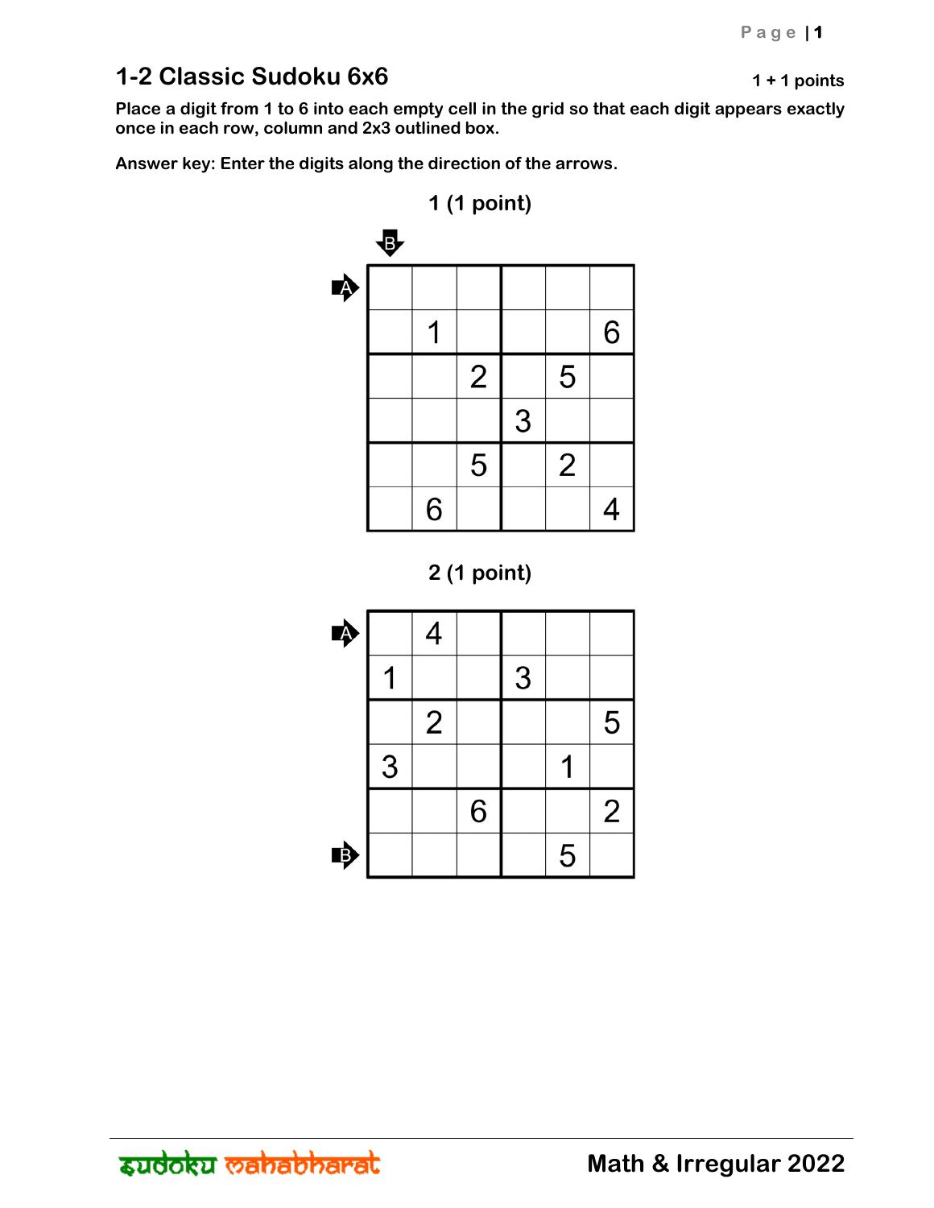## 1-2 Classic Sudoku 6x6

1 + 1 points

**Place a digit from 1 to 6 into each empty cell in the grid so that each digit appears exactly once in each row, column and 2x3 outlined box.**

**Answer key: Enter the digits along the direction of the arrows.**

### 1 (1 point)

Arrow A: row 1 (left to right). Arrow B: column 1 (top to bottom).

|   |   |   |   |   |   |
|---|---|---|---|---|---|
|   |   |   |   |   |   |
|   | 1 |   |   |   | 6 |
|   |   | 2 |   | 5 |   |
|   |   |   | 3 |   |   |
|   |   | 5 |   | 2 |   |
|   | 6 |   |   |   | 4 |

### 2 (1 point)

Arrow A: row 1 (left to right). Arrow B: row 6 (left to right).

|   |   |   |   |   |   |
|---|---|---|---|---|---|
|   | 4 |   |   |   |   |
| 1 |   |   | 3 |   |   |
|   | 2 |   |   |   | 5 |
| 3 |   |   |   | 1 |   |
|   |   | 6 |   |   | 2 |
|   |   |   |   | 5 |   |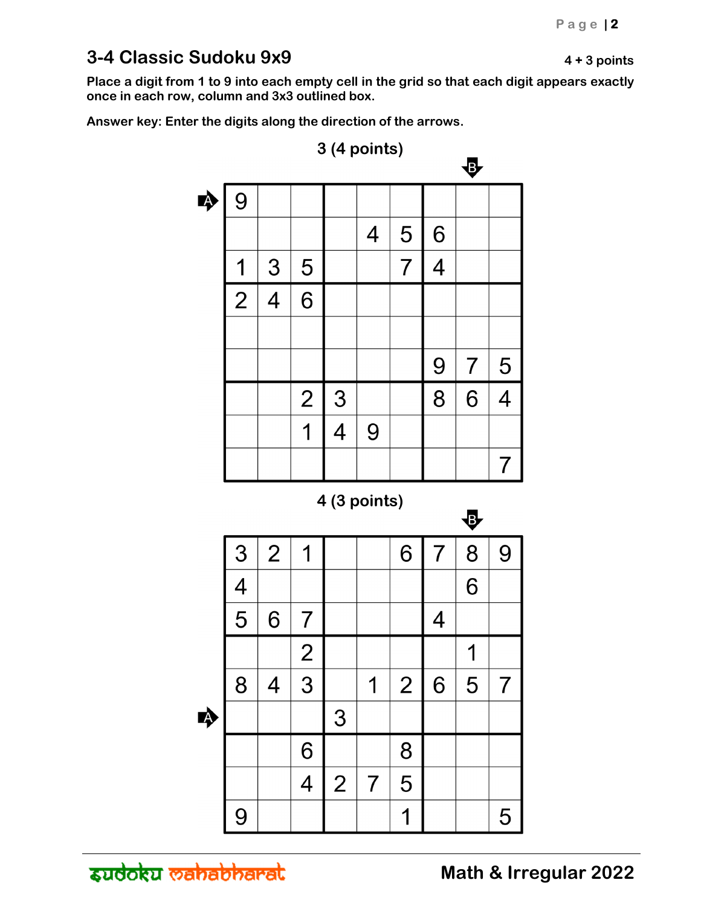## 3-4 Classic Sudoku 9x9

4 + 3 points

**Place a digit from 1 to 9 into each empty cell in the grid so that each digit appears exactly once in each row, column and 3x3 outlined box.**

**Answer key: Enter the digits along the direction of the arrows.**

### 3 (4 points)

Arrow A: row 1 (left to right). Arrow B: column 8 (top to bottom).

| | | | | | | | | |
|---|---|---|---|---|---|---|---|---|
| 9 | | | | | | | | |
| | | | | 4 | 5 | 6 | | |
| 1 | 3 | 5 | | | 7 | 4 | | |
| 2 | 4 | 6 | | | | | | |
| | | | | | | | | |
| | | | | | | 9 | 7 | 5 |
| | | 2 | 3 | | | 8 | 6 | 4 |
| | | 1 | 4 | 9 | | | | |
| | | | | | | | | 7 |

### 4 (3 points)

Arrow A: row 6 (left to right). Arrow B: column 8 (top to bottom).

| | | | | | | | | |
|---|---|---|---|---|---|---|---|---|
| 3 | 2 | 1 | | | 6 | 7 | 8 | 9 |
| 4 | | | | | | | 6 | |
| 5 | 6 | 7 | | | | 4 | | |
| | | 2 | | | | | 1 | |
| 8 | 4 | 3 | | 1 | 2 | 6 | 5 | 7 |
| | | | 3 | | | | | |
| | | 6 | | | 8 | | | |
| | | 4 | 2 | 7 | 5 | | | |
| 9 | | | | | 1 | | | 5 |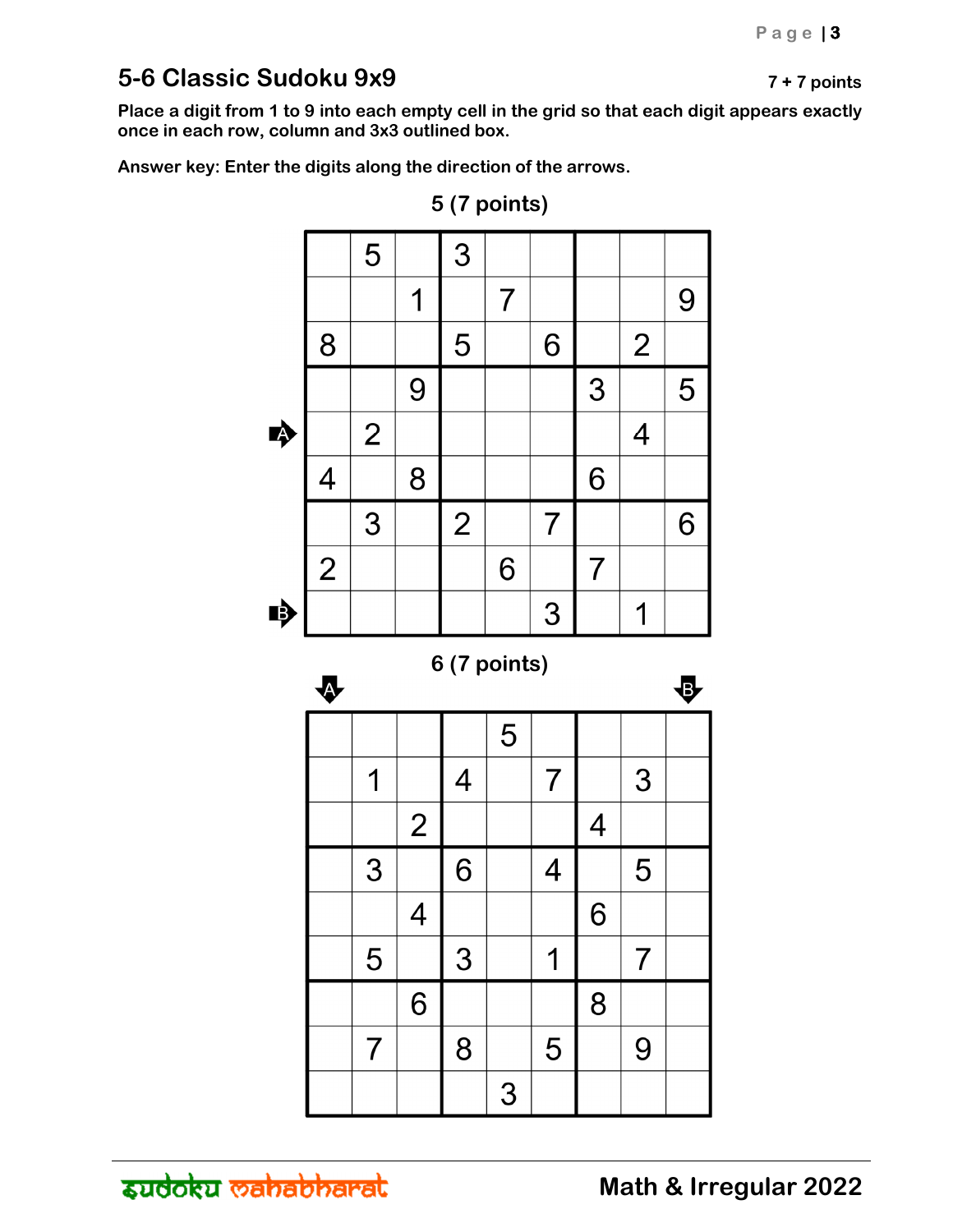## 5-6 Classic Sudoku 9x9

7 + 7 points

**Place a digit from 1 to 9 into each empty cell in the grid so that each digit appears exactly once in each row, column and 3x3 outlined box.**

**Answer key: Enter the digits along the direction of the arrows.**

### 5 (7 points)

| | | | | | | | | | |
|---|---|---|---|---|---|---|---|---|---|
| | | 5 | | 3 | | | | | |
| | | | 1 | | 7 | | | | 9 |
| | 8 | | | 5 | | 6 | | 2 | |
| | | | 9 | | | | 3 | | 5 |
| A → | | 2 | | | | | | 4 | |
| | 4 | | 8 | | | | 6 | | |
| | | 3 | | 2 | | 7 | | | 6 |
| | 2 | | | | 6 | | 7 | | |
| B → | | | | | | 3 | | 1 | |

### 6 (7 points)

| A ↓ | | | | | | | | B ↓ |
|---|---|---|---|---|---|---|---|---|
| | | | | 5 | | | | |
| | 1 | | 4 | | 7 | | 3 | |
| | | 2 | | | | 4 | | |
| | 3 | | 6 | | 4 | | 5 | |
| | | 4 | | | | 6 | | |
| | 5 | | 3 | | 1 | | 7 | |
| | | 6 | | | | 8 | | |
| | 7 | | 8 | | 5 | | 9 | |
| | | | | 3 | | | | |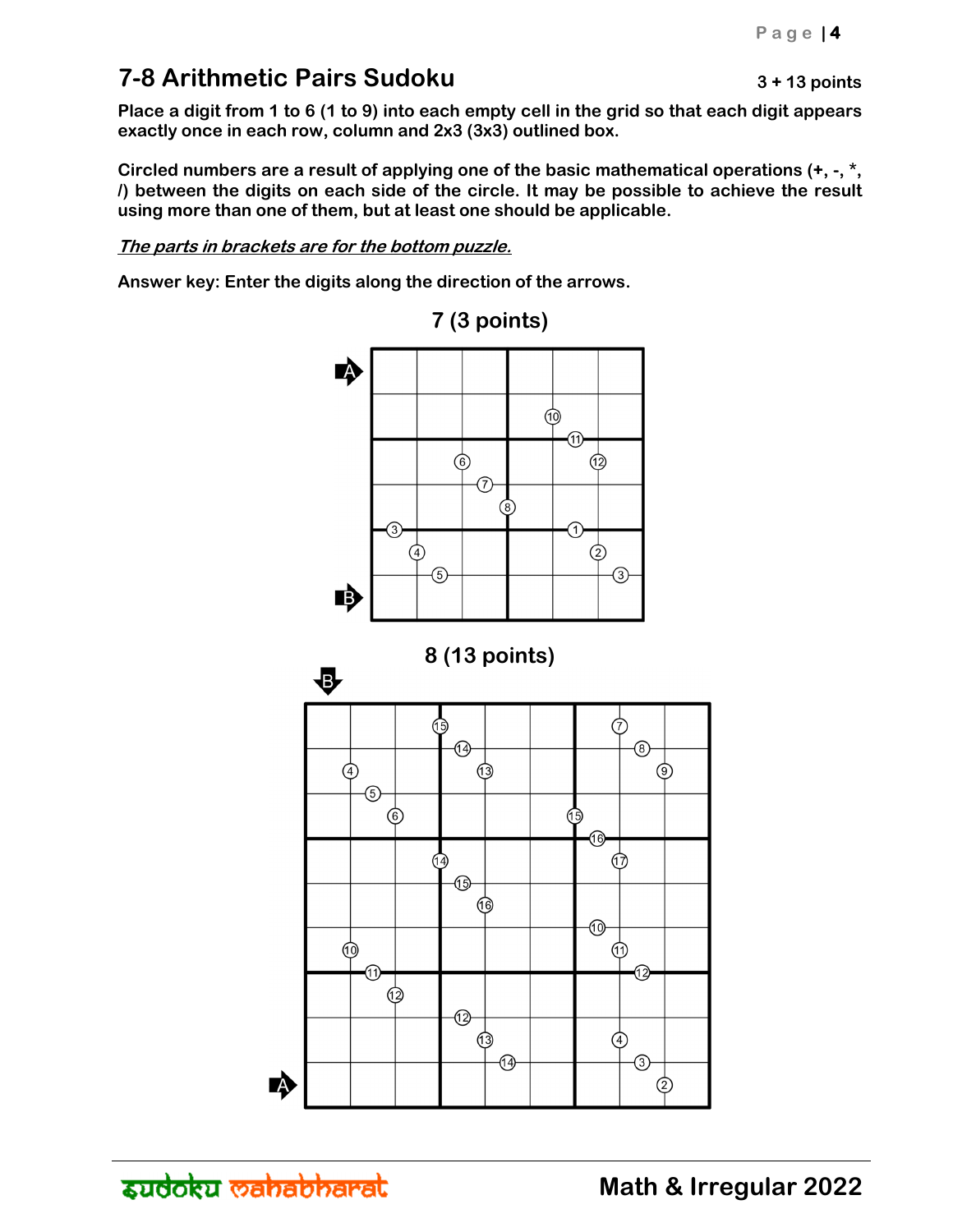## 7-8 Arithmetic Pairs Sudoku

3 + 13 points

**Place a digit from 1 to 6 (1 to 9) into each empty cell in the grid so that each digit appears exactly once in each row, column and 2x3 (3x3) outlined box.**

**Circled numbers are a result of applying one of the basic mathematical operations (+, -, *, /) between the digits on each side of the circle. It may be possible to achieve the result using more than one of them, but at least one should be applicable.**

***The parts in brackets are for the bottom puzzle.***

**Answer key: Enter the digits along the direction of the arrows.**

### 7 (3 points)

### 8 (13 points)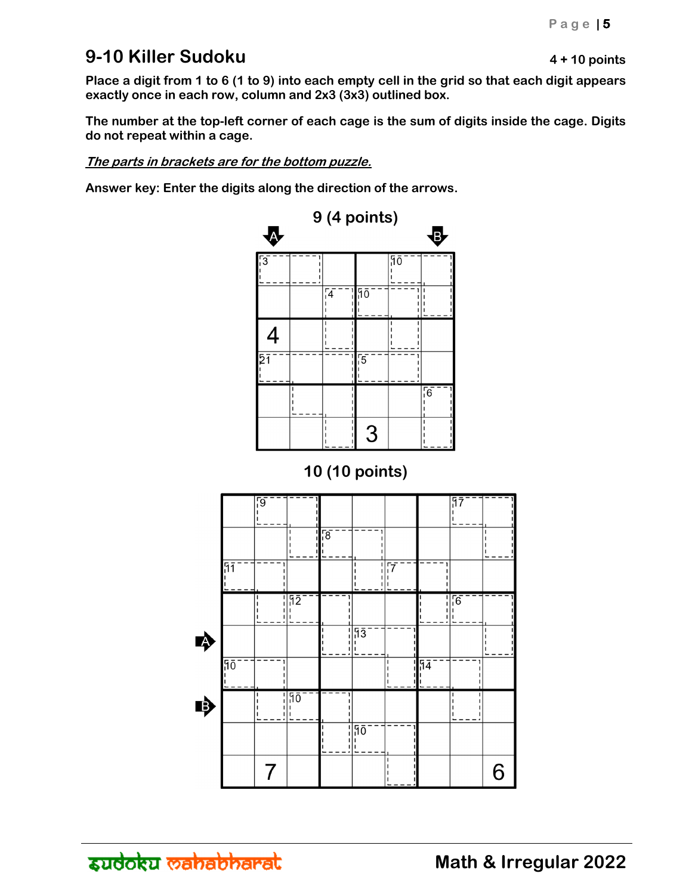## 9-10 Killer Sudoku

4 + 10 points

**Place a digit from 1 to 6 (1 to 9) into each empty cell in the grid so that each digit appears exactly once in each row, column and 2x3 (3x3) outlined box.**

**The number at the top-left corner of each cage is the sum of digits inside the cage. Digits do not repeat within a cage.**

***The parts in brackets are for the bottom puzzle.***

**Answer key: Enter the digits along the direction of the arrows.**

### 9 (4 points)

### 10 (10 points)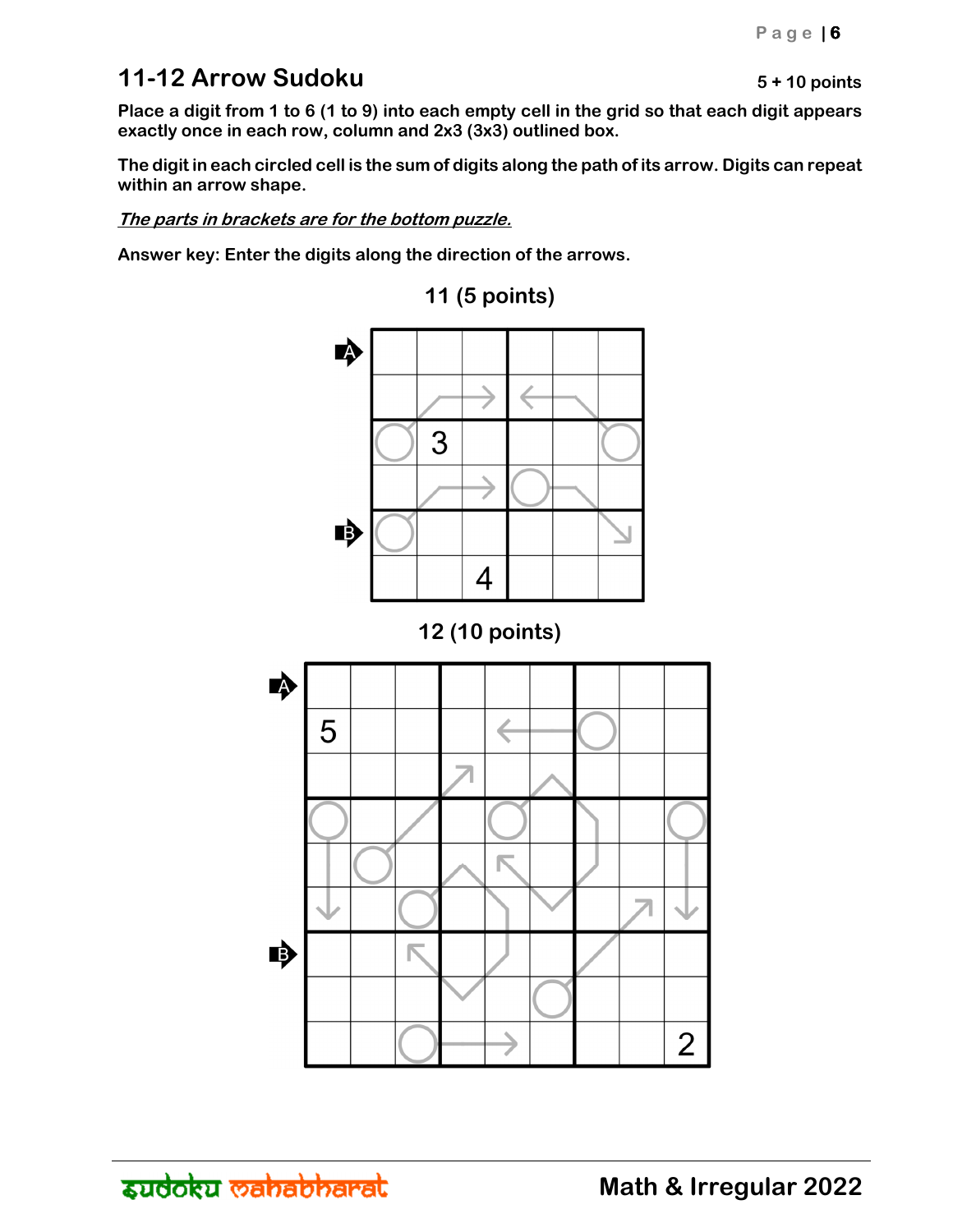## 11-12 Arrow Sudoku

5 + 10 points

**Place a digit from 1 to 6 (1 to 9) into each empty cell in the grid so that each digit appears exactly once in each row, column and 2x3 (3x3) outlined box.**

**The digit in each circled cell is the sum of digits along the path of its arrow. Digits can repeat within an arrow shape.**

***The parts in brackets are for the bottom puzzle.***

**Answer key: Enter the digits along the direction of the arrows.**

### 11 (5 points)

A

B

3

4

### 12 (10 points)

A

B

5

2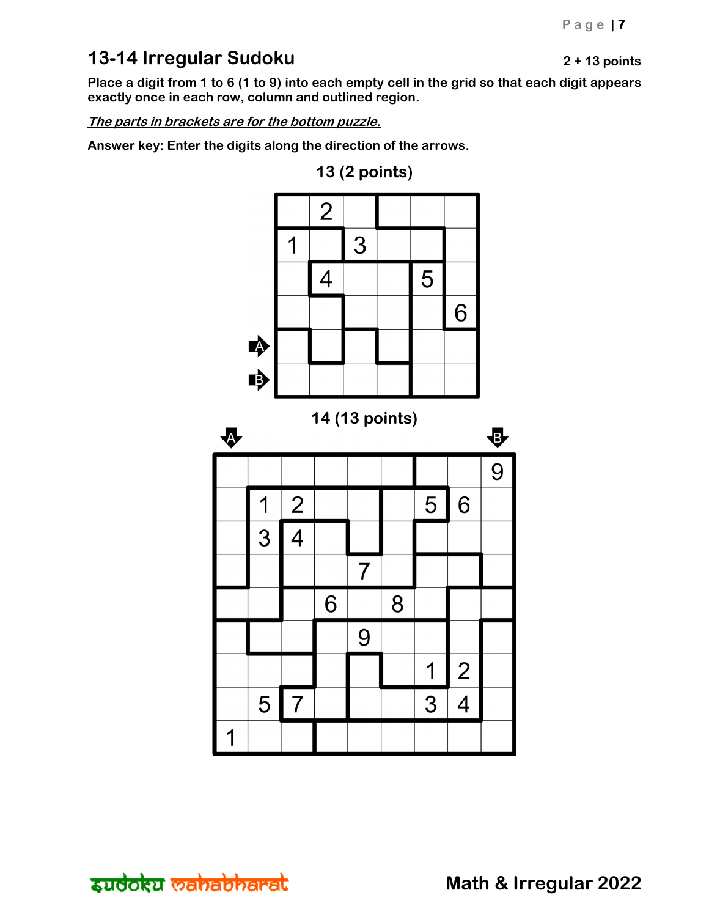## 13-14 Irregular Sudoku

2 + 13 points

**Place a digit from 1 to 6 (1 to 9) into each empty cell in the grid so that each digit appears exactly once in each row, column and outlined region.**

***The parts in brackets are for the bottom puzzle.***

**Answer key: Enter the digits along the direction of the arrows.**

### 13 (2 points)

|   |   |   |   |   |   |
|---|---|---|---|---|---|
|   | 2 |   |   |   |   |
| 1 |   | 3 |   |   |   |
|   | 4 |   |   | 5 |   |
|   |   |   |   |   | 6 |
|   |   |   |   |   |   |
|   |   |   |   |   |   |

A (row 5, left to right)
B (row 6, left to right)

### 14 (13 points)

|   |   |   |   |   |   |   |   |   |
|---|---|---|---|---|---|---|---|---|
|   |   |   |   |   |   |   |   | 9 |
|   | 1 | 2 |   |   |   | 5 | 6 |   |
|   | 3 | 4 |   |   |   |   |   |   |
|   |   |   |   | 7 |   |   |   |   |
|   |   |   | 6 |   | 8 |   |   |   |
|   |   |   |   | 9 |   |   |   |   |
|   |   |   |   |   |   | 1 | 2 |   |
|   | 5 | 7 |   |   |   | 3 | 4 |   |
| 1 |   |   |   |   |   |   |   |   |

A (column 1, top to bottom)
B (column 9, top to bottom)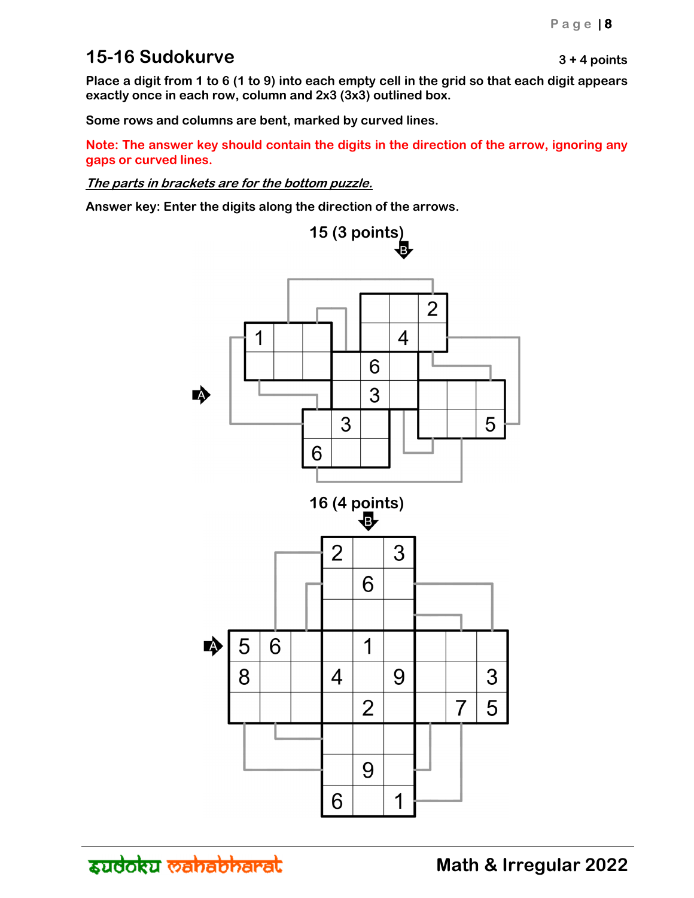## 15-16 Sudokurve

3 + 4 points

**Place a digit from 1 to 6 (1 to 9) into each empty cell in the grid so that each digit appears exactly once in each row, column and 2x3 (3x3) outlined box.**

**Some rows and columns are bent, marked by curved lines.**

**Note: The answer key should contain the digits in the direction of the arrow, ignoring any gaps or curved lines.**

***The parts in brackets are for the bottom puzzle.***

**Answer key: Enter the digits along the direction of the arrows.**

**15 (3 points)**

**16 (4 points)**

Math & Irregular 2022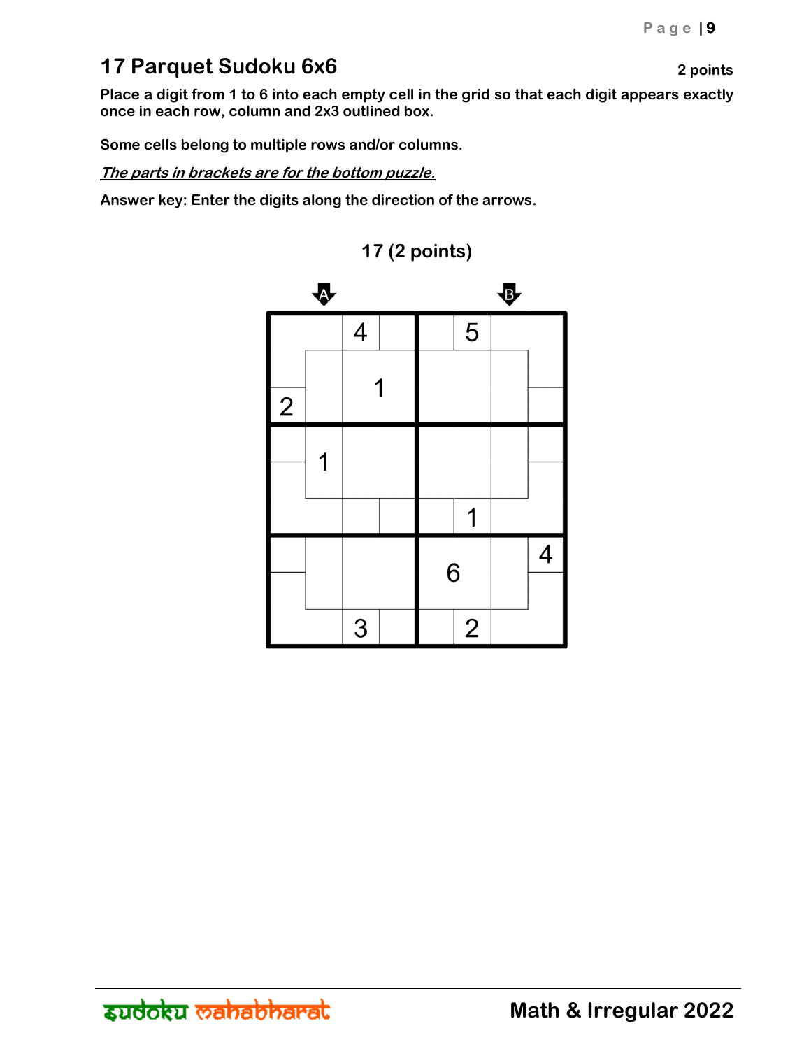## 17 Parquet Sudoku 6x6

2 points

**Place a digit from 1 to 6 into each empty cell in the grid so that each digit appears exactly once in each row, column and 2x3 outlined box.**

**Some cells belong to multiple rows and/or columns.**

***The parts in brackets are for the bottom puzzle.***

**Answer key: Enter the digits along the direction of the arrows.**

### 17 (2 points)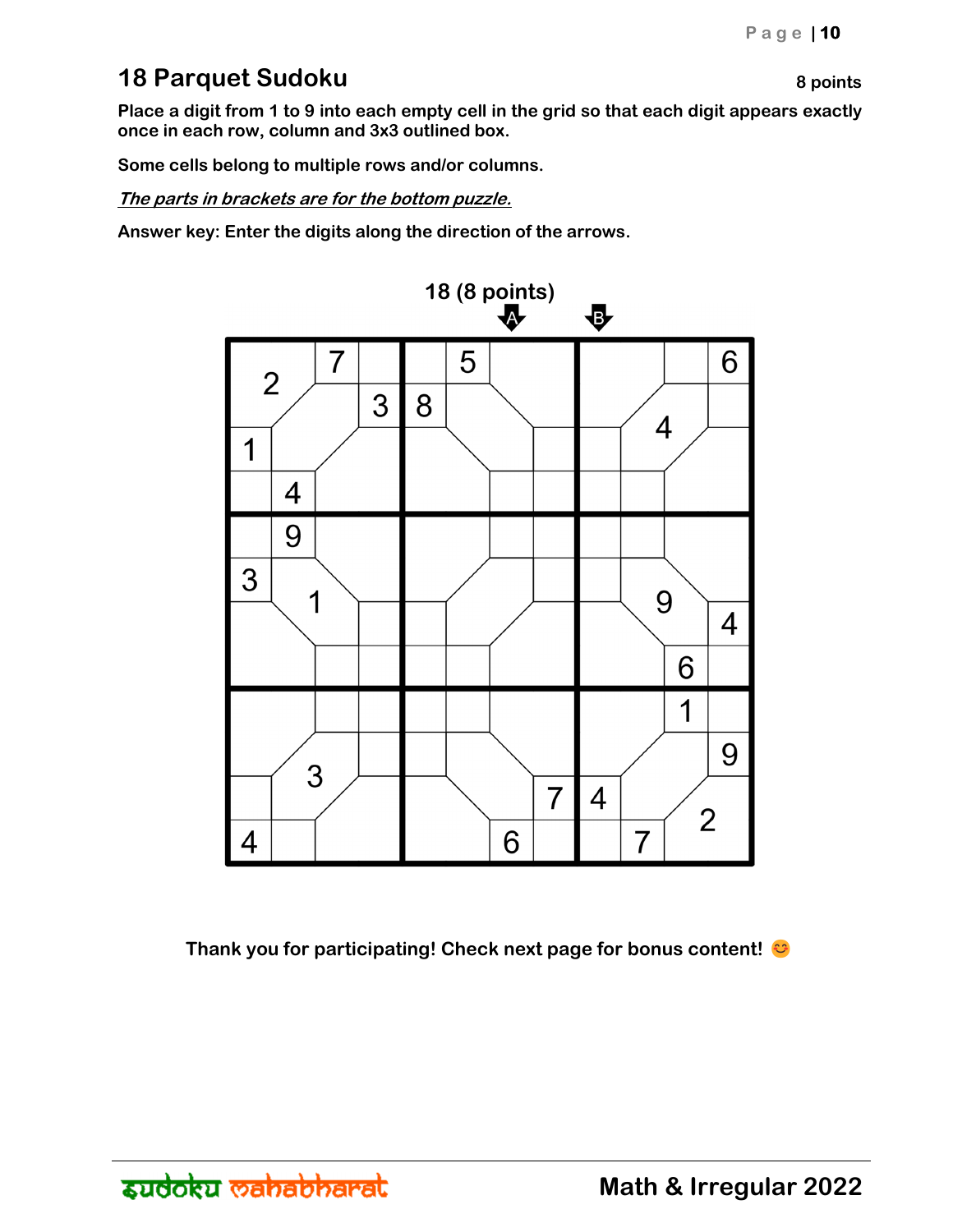## 18 Parquet Sudoku

8 points

**Place a digit from 1 to 9 into each empty cell in the grid so that each digit appears exactly once in each row, column and 3x3 outlined box.**

**Some cells belong to multiple rows and/or columns.**

***The parts in brackets are for the bottom puzzle.***

**Answer key: Enter the digits along the direction of the arrows.**

**18 (8 points)**

Thank you for participating! Check next page for bonus content! 😊

sudoku mahabharat

**Math & Irregular 2022**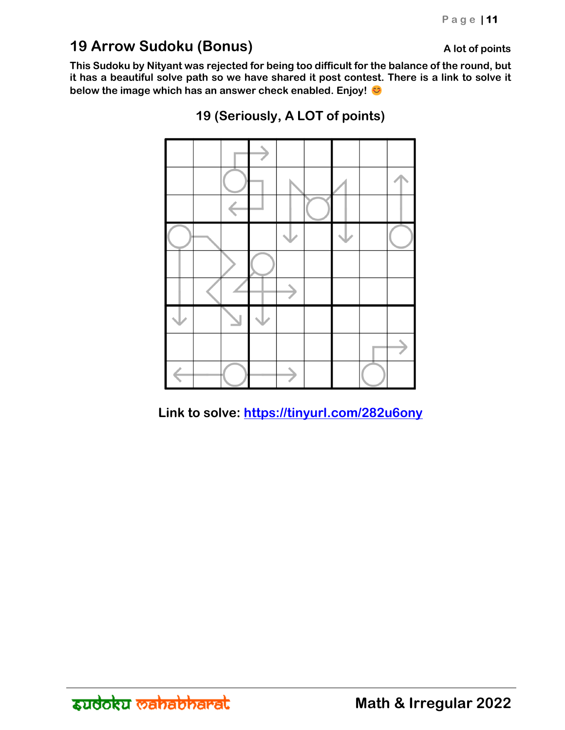## 19 Arrow Sudoku (Bonus)

A lot of points

**This Sudoku by Nityant was rejected for being too difficult for the balance of the round, but it has a beautiful solve path so we have shared it post contest. There is a link to solve it below the image which has an answer check enabled. Enjoy! 😊**

### 19 (Seriously, A LOT of points)

**Link to solve: [https://tinyurl.com/282u6ony](https://tinyurl.com/282u6ony)**